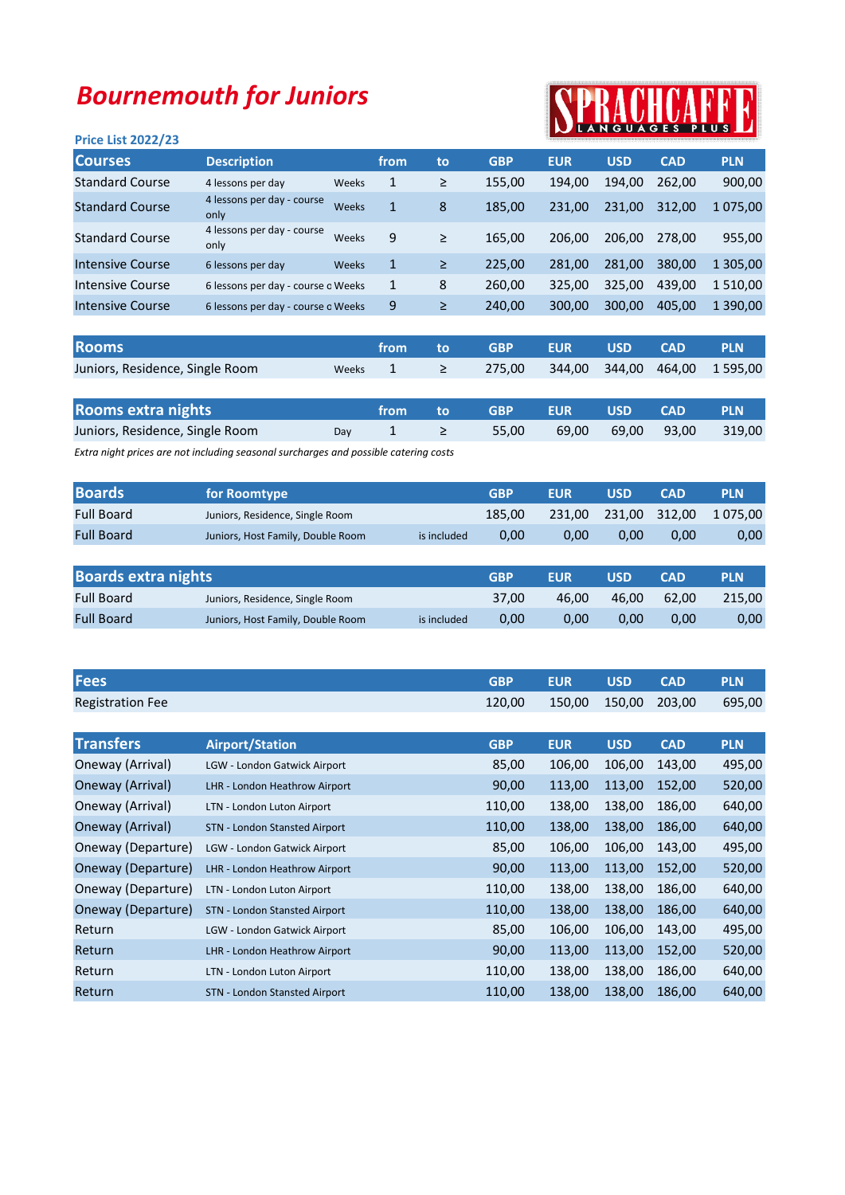# Bournemouth for Juniors

SPRACHCAFFE LANGUAGES PLUS

**Price List 2022/23**

| Courses | Description | | from | to | GBP | EUR | USD | CAD | PLN |
|---|---|---|---|---|---|---|---|---|---|
| Standard Course | 4 lessons per day | Weeks | 1 | ≥ | 155,00 | 194,00 | 194,00 | 262,00 | 900,00 |
| Standard Course | 4 lessons per day - course only | Weeks | 1 | 8 | 185,00 | 231,00 | 231,00 | 312,00 | 1 075,00 |
| Standard Course | 4 lessons per day - course only | Weeks | 9 | ≥ | 165,00 | 206,00 | 206,00 | 278,00 | 955,00 |
| Intensive Course | 6 lessons per day | Weeks | 1 | ≥ | 225,00 | 281,00 | 281,00 | 380,00 | 1 305,00 |
| Intensive Course | 6 lessons per day - course o | Weeks | 1 | 8 | 260,00 | 325,00 | 325,00 | 439,00 | 1 510,00 |
| Intensive Course | 6 lessons per day - course o | Weeks | 9 | ≥ | 240,00 | 300,00 | 300,00 | 405,00 | 1 390,00 |

| Rooms | | from | to | GBP | EUR | USD | CAD | PLN |
|---|---|---|---|---|---|---|---|---|
| Juniors, Residence, Single Room | Weeks | 1 | ≥ | 275,00 | 344,00 | 344,00 | 464,00 | 1 595,00 |

| Rooms extra nights | | from | to | GBP | EUR | USD | CAD | PLN |
|---|---|---|---|---|---|---|---|---|
| Juniors, Residence, Single Room | Day | 1 | ≥ | 55,00 | 69,00 | 69,00 | 93,00 | 319,00 |

*Extra night prices are not including seasonal surcharges and possible catering costs*

| Boards | for Roomtype | | GBP | EUR | USD | CAD | PLN |
|---|---|---|---|---|---|---|---|
| Full Board | Juniors, Residence, Single Room | | 185,00 | 231,00 | 231,00 | 312,00 | 1 075,00 |
| Full Board | Juniors, Host Family, Double Room | is included | 0,00 | 0,00 | 0,00 | 0,00 | 0,00 |

| Boards extra nights | | | GBP | EUR | USD | CAD | PLN |
|---|---|---|---|---|---|---|---|
| Full Board | Juniors, Residence, Single Room | | 37,00 | 46,00 | 46,00 | 62,00 | 215,00 |
| Full Board | Juniors, Host Family, Double Room | is included | 0,00 | 0,00 | 0,00 | 0,00 | 0,00 |

| Fees | GBP | EUR | USD | CAD | PLN |
|---|---|---|---|---|---|
| Registration Fee | 120,00 | 150,00 | 150,00 | 203,00 | 695,00 |

| Transfers | Airport/Station | GBP | EUR | USD | CAD | PLN |
|---|---|---|---|---|---|---|
| Oneway (Arrival) | LGW - London Gatwick Airport | 85,00 | 106,00 | 106,00 | 143,00 | 495,00 |
| Oneway (Arrival) | LHR - London Heathrow Airport | 90,00 | 113,00 | 113,00 | 152,00 | 520,00 |
| Oneway (Arrival) | LTN - London Luton Airport | 110,00 | 138,00 | 138,00 | 186,00 | 640,00 |
| Oneway (Arrival) | STN - London Stansted Airport | 110,00 | 138,00 | 138,00 | 186,00 | 640,00 |
| Oneway (Departure) | LGW - London Gatwick Airport | 85,00 | 106,00 | 106,00 | 143,00 | 495,00 |
| Oneway (Departure) | LHR - London Heathrow Airport | 90,00 | 113,00 | 113,00 | 152,00 | 520,00 |
| Oneway (Departure) | LTN - London Luton Airport | 110,00 | 138,00 | 138,00 | 186,00 | 640,00 |
| Oneway (Departure) | STN - London Stansted Airport | 110,00 | 138,00 | 138,00 | 186,00 | 640,00 |
| Return | LGW - London Gatwick Airport | 85,00 | 106,00 | 106,00 | 143,00 | 495,00 |
| Return | LHR - London Heathrow Airport | 90,00 | 113,00 | 113,00 | 152,00 | 520,00 |
| Return | LTN - London Luton Airport | 110,00 | 138,00 | 138,00 | 186,00 | 640,00 |
| Return | STN - London Stansted Airport | 110,00 | 138,00 | 138,00 | 186,00 | 640,00 |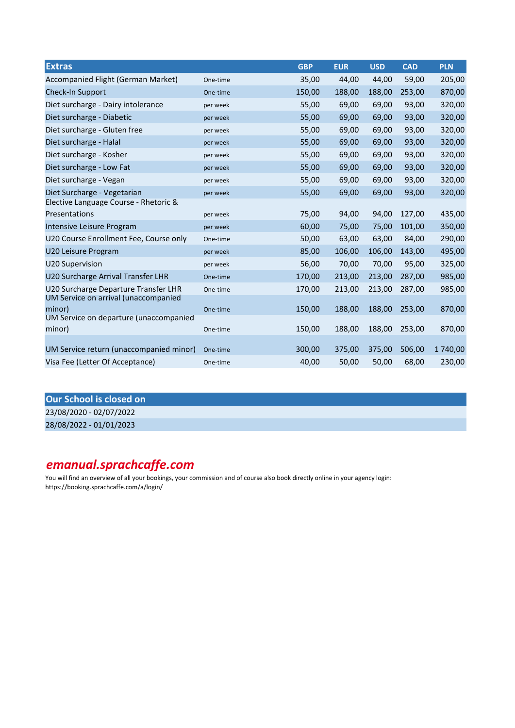| Extras | | GBP | EUR | USD | CAD | PLN |
|---|---|---|---|---|---|---|
| Accompanied Flight (German Market) | One-time | 35,00 | 44,00 | 44,00 | 59,00 | 205,00 |
| Check-In Support | One-time | 150,00 | 188,00 | 188,00 | 253,00 | 870,00 |
| Diet surcharge - Dairy intolerance | per week | 55,00 | 69,00 | 69,00 | 93,00 | 320,00 |
| Diet surcharge - Diabetic | per week | 55,00 | 69,00 | 69,00 | 93,00 | 320,00 |
| Diet surcharge - Gluten free | per week | 55,00 | 69,00 | 69,00 | 93,00 | 320,00 |
| Diet surcharge - Halal | per week | 55,00 | 69,00 | 69,00 | 93,00 | 320,00 |
| Diet surcharge - Kosher | per week | 55,00 | 69,00 | 69,00 | 93,00 | 320,00 |
| Diet surcharge - Low Fat | per week | 55,00 | 69,00 | 69,00 | 93,00 | 320,00 |
| Diet surcharge - Vegan | per week | 55,00 | 69,00 | 69,00 | 93,00 | 320,00 |
| Diet Surcharge - Vegetarian | per week | 55,00 | 69,00 | 69,00 | 93,00 | 320,00 |
| Elective Language Course - Rhetoric & Presentations | per week | 75,00 | 94,00 | 94,00 | 127,00 | 435,00 |
| Intensive Leisure Program | per week | 60,00 | 75,00 | 75,00 | 101,00 | 350,00 |
| U20 Course Enrollment Fee, Course only | One-time | 50,00 | 63,00 | 63,00 | 84,00 | 290,00 |
| U20 Leisure Program | per week | 85,00 | 106,00 | 106,00 | 143,00 | 495,00 |
| U20 Supervision | per week | 56,00 | 70,00 | 70,00 | 95,00 | 325,00 |
| U20 Surcharge Arrival Transfer LHR | One-time | 170,00 | 213,00 | 213,00 | 287,00 | 985,00 |
| U20 Surcharge Departure Transfer LHR | One-time | 170,00 | 213,00 | 213,00 | 287,00 | 985,00 |
| UM Service on arrival (unaccompanied minor) | One-time | 150,00 | 188,00 | 188,00 | 253,00 | 870,00 |
| UM Service on departure (unaccompanied minor) | One-time | 150,00 | 188,00 | 188,00 | 253,00 | 870,00 |
| UM Service return (unaccompanied minor) | One-time | 300,00 | 375,00 | 375,00 | 506,00 | 1 740,00 |
| Visa Fee (Letter Of Acceptance) | One-time | 40,00 | 50,00 | 50,00 | 68,00 | 230,00 |

| Our School is closed on |
|---|
| 23/08/2020 - 02/07/2022 |
| 28/08/2022 - 01/01/2023 |

## *emanual.sprachcaffe.com*

You will find an overview of all your bookings, your commission and of course also book directly online in your agency login: https://booking.sprachcaffe.com/a/login/